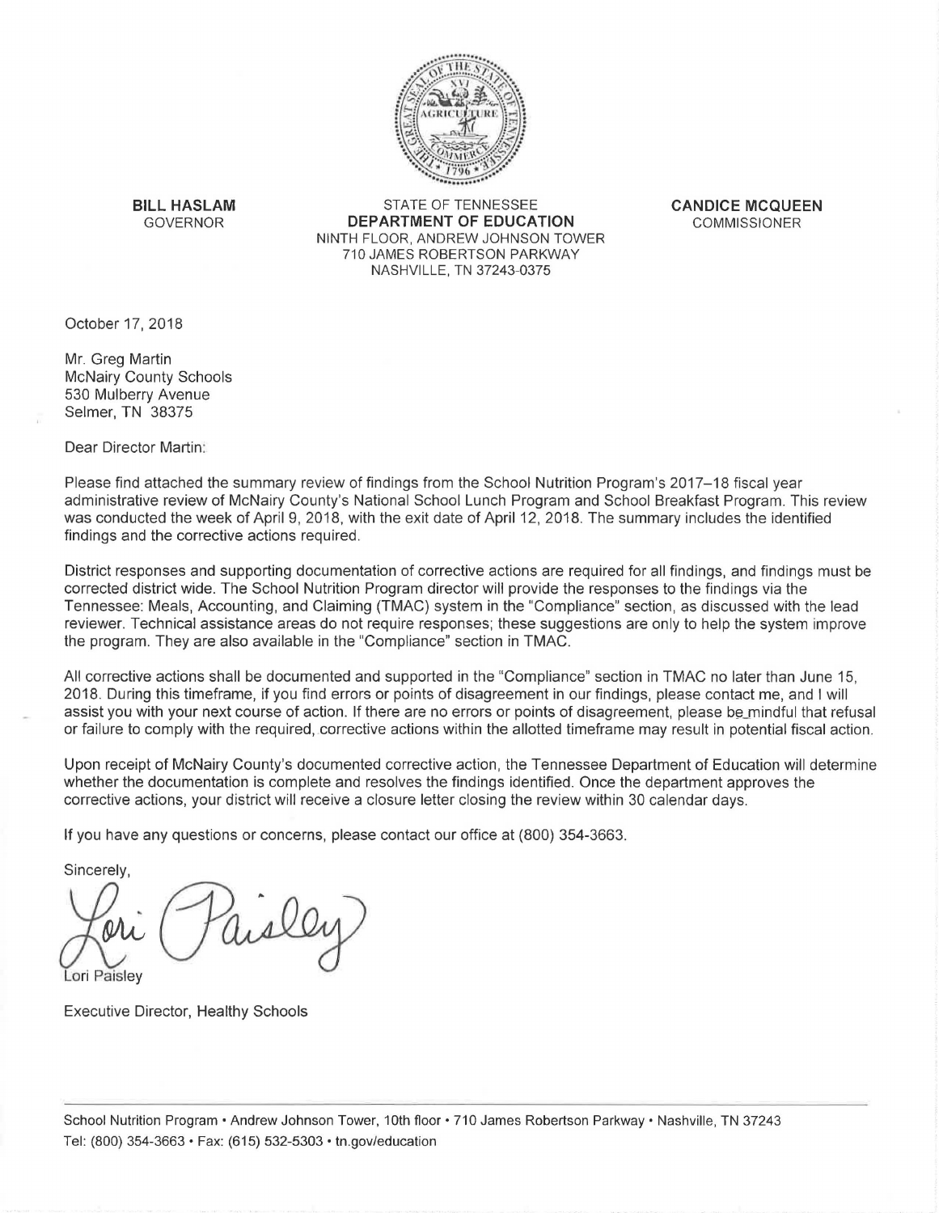**BILL HASLAM**
GOVERNOR

STATE OF TENNESSEE
**DEPARTMENT OF EDUCATION**
NINTH FLOOR, ANDREW JOHNSON TOWER
710 JAMES ROBERTSON PARKWAY
NASHVILLE, TN 37243-0375

**CANDICE MCQUEEN**
COMMISSIONER

October 17, 2018

Mr. Greg Martin
McNairy County Schools
530 Mulberry Avenue
Selmer, TN 38375

Dear Director Martin:

Please find attached the summary review of findings from the School Nutrition Program's 2017–18 fiscal year administrative review of McNairy County's National School Lunch Program and School Breakfast Program. This review was conducted the week of April 9, 2018, with the exit date of April 12, 2018. The summary includes the identified findings and the corrective actions required.

District responses and supporting documentation of corrective actions are required for all findings, and findings must be corrected district wide. The School Nutrition Program director will provide the responses to the findings via the Tennessee: Meals, Accounting, and Claiming (TMAC) system in the "Compliance" section, as discussed with the lead reviewer. Technical assistance areas do not require responses; these suggestions are only to help the system improve the program. They are also available in the "Compliance" section in TMAC.

All corrective actions shall be documented and supported in the "Compliance" section in TMAC no later than June 15, 2018. During this timeframe, if you find errors or points of disagreement in our findings, please contact me, and I will assist you with your next course of action. If there are no errors or points of disagreement, please be mindful that refusal or failure to comply with the required, corrective actions within the allotted timeframe may result in potential fiscal action.

Upon receipt of McNairy County's documented corrective action, the Tennessee Department of Education will determine whether the documentation is complete and resolves the findings identified. Once the department approves the corrective actions, your district will receive a closure letter closing the review within 30 calendar days.

If you have any questions or concerns, please contact our office at (800) 354-3663.

Sincerely,

Lori Paisley

Executive Director, Healthy Schools

School Nutrition Program • Andrew Johnson Tower, 10th floor • 710 James Robertson Parkway • Nashville, TN 37243
Tel: (800) 354-3663 • Fax: (615) 532-5303 • tn.gov/education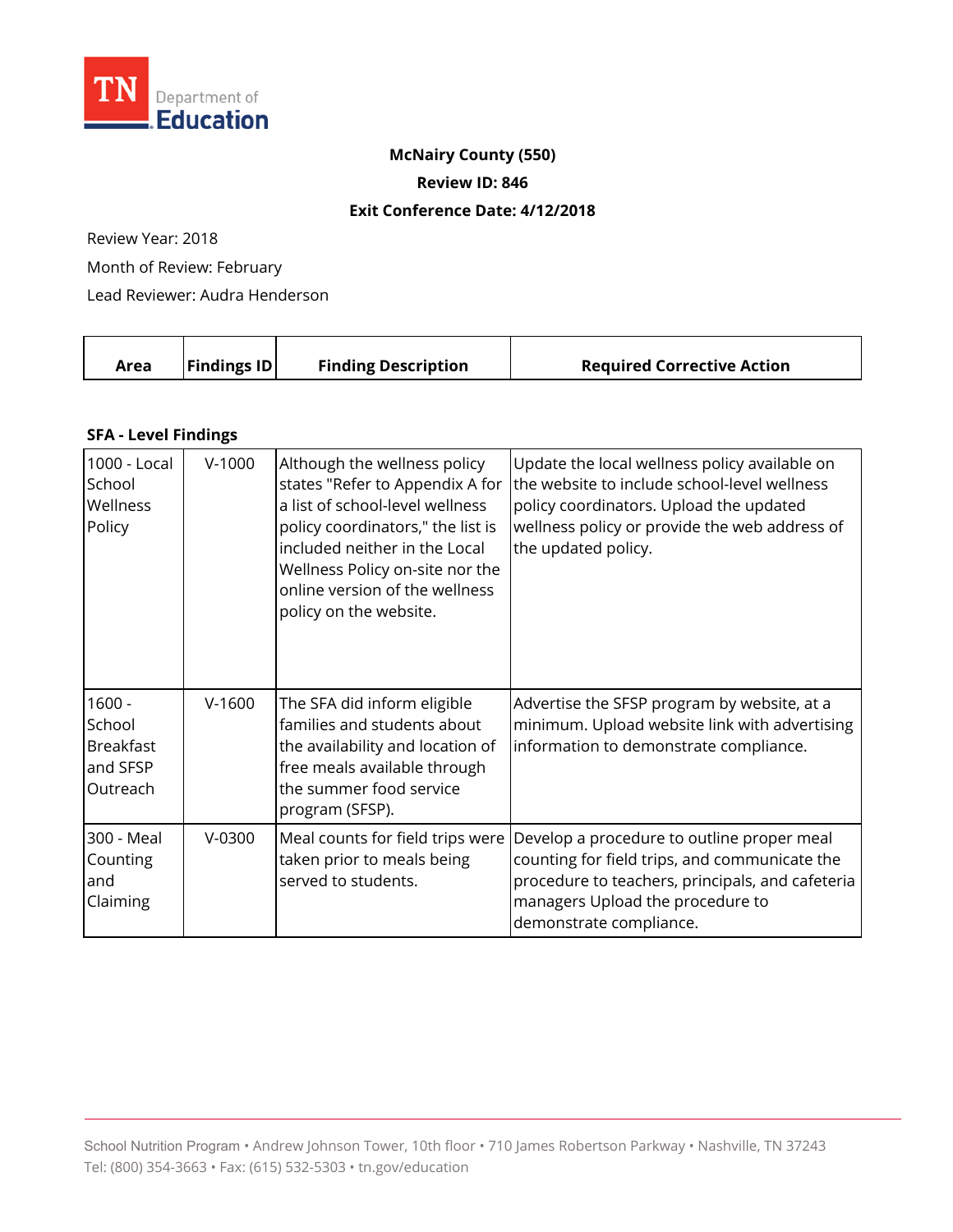**McNairy County (550)**

**Review ID: 846**

**Exit Conference Date: 4/12/2018**

Review Year: 2018

Month of Review: February

Lead Reviewer: Audra Henderson

| Area | Findings ID | Finding Description | Required Corrective Action |
|---|---|---|---|
| **SFA - Level Findings** | | | |
| 1000 - Local School Wellness Policy | V-1000 | Although the wellness policy states "Refer to Appendix A for a list of school-level wellness policy coordinators," the list is included neither in the Local Wellness Policy on-site nor the online version of the wellness policy on the website. | Update the local wellness policy available on the website to include school-level wellness policy coordinators. Upload the updated wellness policy or provide the web address of the updated policy. |
| 1600 - School Breakfast and SFSP Outreach | V-1600 | The SFA did inform eligible families and students about the availability and location of free meals available through the summer food service program (SFSP). | Advertise the SFSP program by website, at a minimum. Upload website link with advertising information to demonstrate compliance. |
| 300 - Meal Counting and Claiming | V-0300 | Meal counts for field trips were taken prior to meals being served to students. | Develop a procedure to outline proper meal counting for field trips, and communicate the procedure to teachers, principals, and cafeteria managers Upload the procedure to demonstrate compliance. |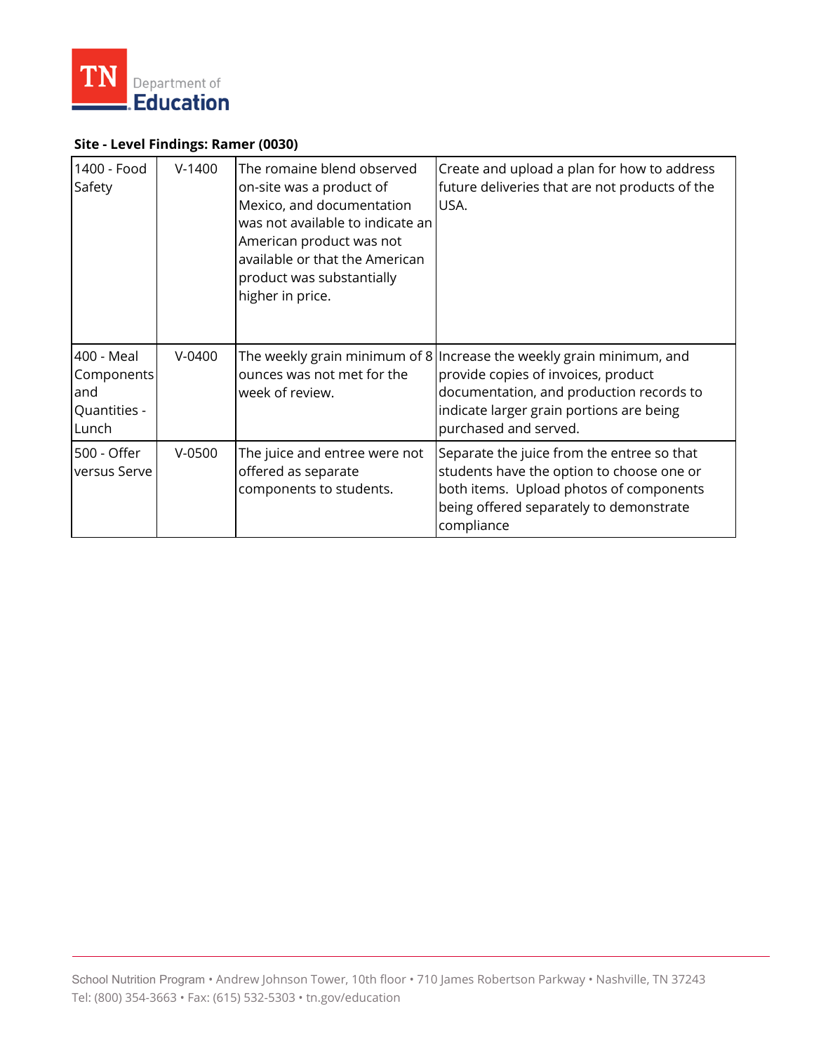**Site - Level Findings: Ramer (0030)**

| | | | |
|---|---|---|---|
| 1400 - Food Safety | V-1400 | The romaine blend observed on-site was a product of Mexico, and documentation was not available to indicate an American product was not available or that the American product was substantially higher in price. | Create and upload a plan for how to address future deliveries that are not products of the USA. |
| 400 - Meal Components and Quantities - Lunch | V-0400 | The weekly grain minimum of 8 ounces was not met for the week of review. | Increase the weekly grain minimum, and provide copies of invoices, product documentation, and production records to indicate larger grain portions are being purchased and served. |
| 500 - Offer versus Serve | V-0500 | The juice and entree were not offered as separate components to students. | Separate the juice from the entree so that students have the option to choose one or both items. Upload photos of components being offered separately to demonstrate compliance |